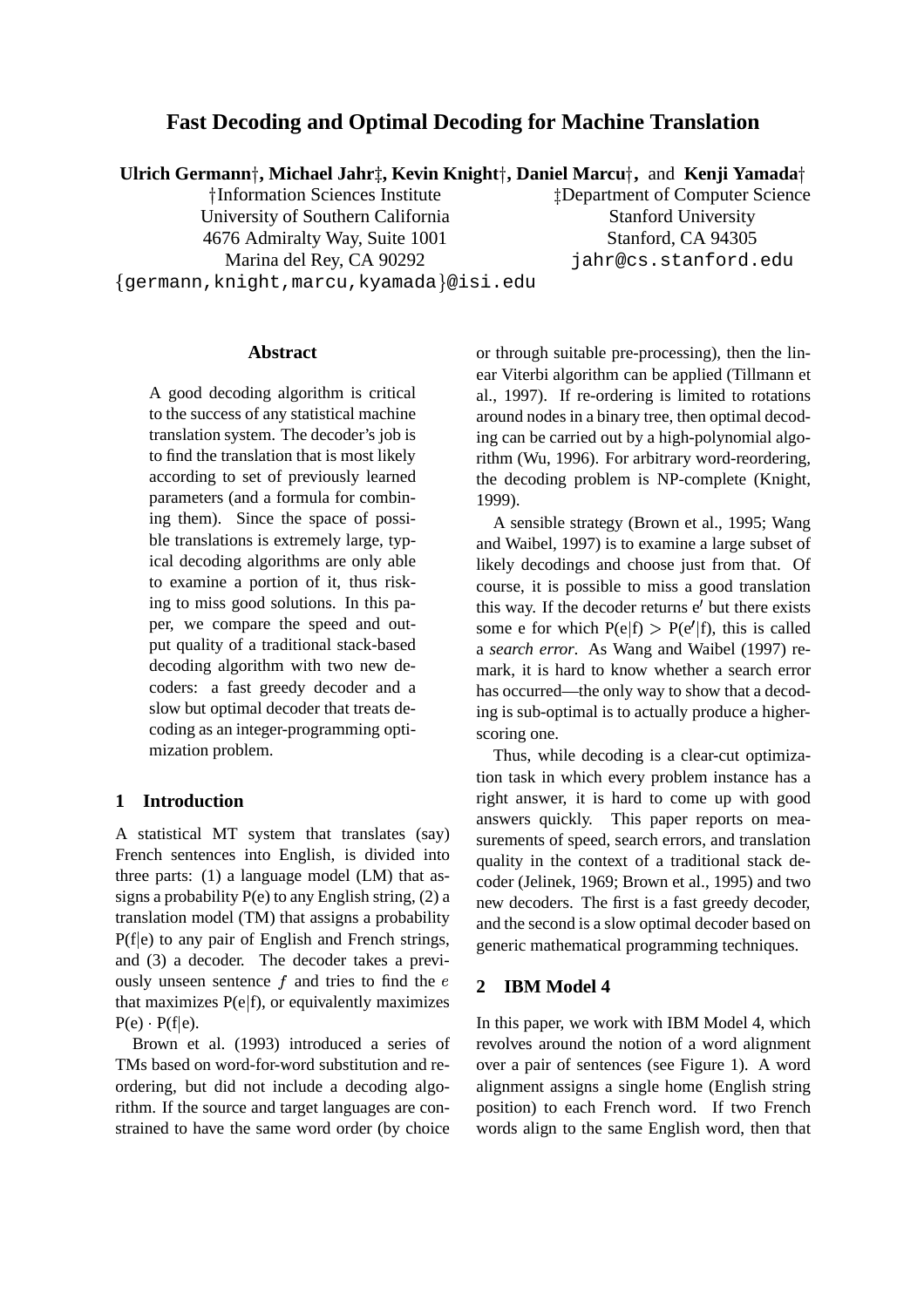# Fast Decoding and Optimal Decoding for Machine Translation

**Ulrich Germann†, Michael Jahr‡, Kevin Knight†, Daniel Marcu†,** and **Kenji Yamada†**

†Information Sciences Institute
University of Southern California
4676 Admiralty Way, Suite 1001
Marina del Rey, CA 90292
{germann,knight,marcu,kyamada}@isi.edu

‡Department of Computer Science
Stanford University
Stanford, CA 94305
jahr@cs.stanford.edu

## Abstract

A good decoding algorithm is critical to the success of any statistical machine translation system. The decoder's job is to find the translation that is most likely according to set of previously learned parameters (and a formula for combining them). Since the space of possible translations is extremely large, typical decoding algorithms are only able to examine a portion of it, thus risking to miss good solutions. In this paper, we compare the speed and output quality of a traditional stack-based decoding algorithm with two new decoders: a fast greedy decoder and a slow but optimal decoder that treats decoding as an integer-programming optimization problem.

## 1 Introduction

A statistical MT system that translates (say) French sentences into English, is divided into three parts: (1) a language model (LM) that assigns a probability P(e) to any English string, (2) a translation model (TM) that assigns a probability P(f|e) to any pair of English and French strings, and (3) a decoder. The decoder takes a previously unseen sentence $f$ and tries to find the $e$ that maximizes P(e|f), or equivalently maximizes P(e) · P(f|e).

Brown et al. (1993) introduced a series of TMs based on word-for-word substitution and reordering, but did not include a decoding algorithm. If the source and target languages are constrained to have the same word order (by choice or through suitable pre-processing), then the linear Viterbi algorithm can be applied (Tillmann et al., 1997). If re-ordering is limited to rotations around nodes in a binary tree, then optimal decoding can be carried out by a high-polynomial algorithm (Wu, 1996). For arbitrary word-reordering, the decoding problem is NP-complete (Knight, 1999).

A sensible strategy (Brown et al., 1995; Wang and Waibel, 1997) is to examine a large subset of likely decodings and choose just from that. Of course, it is possible to miss a good translation this way. If the decoder returns e′ but there exists some e for which P(e|f) > P(e′|f), this is called a *search error*. As Wang and Waibel (1997) remark, it is hard to know whether a search error has occurred—the only way to show that a decoding is sub-optimal is to actually produce a higher-scoring one.

Thus, while decoding is a clear-cut optimization task in which every problem instance has a right answer, it is hard to come up with good answers quickly. This paper reports on measurements of speed, search errors, and translation quality in the context of a traditional stack decoder (Jelinek, 1969; Brown et al., 1995) and two new decoders. The first is a fast greedy decoder, and the second is a slow optimal decoder based on generic mathematical programming techniques.

## 2 IBM Model 4

In this paper, we work with IBM Model 4, which revolves around the notion of a word alignment over a pair of sentences (see Figure 1). A word alignment assigns a single home (English string position) to each French word. If two French words align to the same English word, then that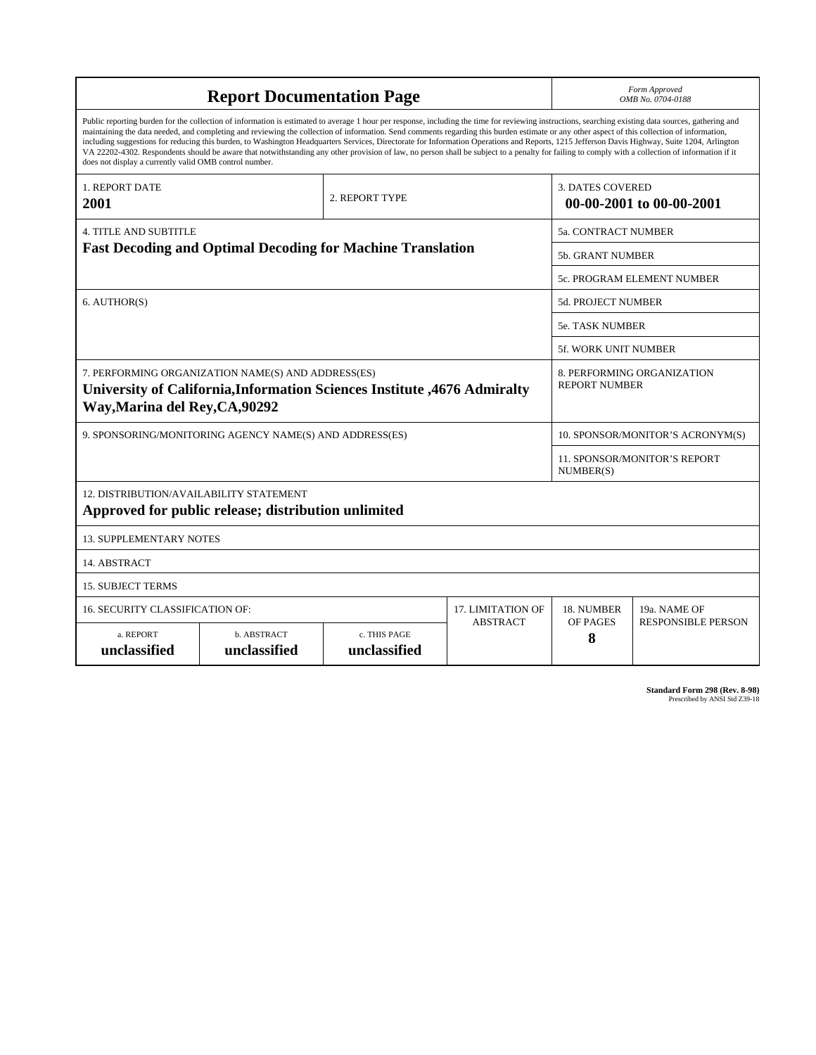# Report Documentation Page

*Form Approved*
*OMB No. 0704-0188*

Public reporting burden for the collection of information is estimated to average 1 hour per response, including the time for reviewing instructions, searching existing data sources, gathering and maintaining the data needed, and completing and reviewing the collection of information. Send comments regarding this burden estimate or any other aspect of this collection of information, including suggestions for reducing this burden, to Washington Headquarters Services, Directorate for Information Operations and Reports, 1215 Jefferson Davis Highway, Suite 1204, Arlington VA 22202-4302. Respondents should be aware that notwithstanding any other provision of law, no person shall be subject to a penalty for failing to comply with a collection of information if it does not display a currently valid OMB control number.

| | | |
|---|---|---|
| 1. REPORT DATE<br>**2001** | 2. REPORT TYPE | 3. DATES COVERED<br>**00-00-2001 to 00-00-2001** |
| 4. TITLE AND SUBTITLE<br>**Fast Decoding and Optimal Decoding for Machine Translation** | | 5a. CONTRACT NUMBER |
| | | 5b. GRANT NUMBER |
| | | 5c. PROGRAM ELEMENT NUMBER |
| 6. AUTHOR(S) | | 5d. PROJECT NUMBER |
| | | 5e. TASK NUMBER |
| | | 5f. WORK UNIT NUMBER |
| 7. PERFORMING ORGANIZATION NAME(S) AND ADDRESS(ES)<br>**University of California,Information Sciences Institute ,4676 Admiralty Way,Marina del Rey,CA,90292** | | 8. PERFORMING ORGANIZATION REPORT NUMBER |
| 9. SPONSORING/MONITORING AGENCY NAME(S) AND ADDRESS(ES) | | 10. SPONSOR/MONITOR'S ACRONYM(S) |
| | | 11. SPONSOR/MONITOR'S REPORT NUMBER(S) |
| 12. DISTRIBUTION/AVAILABILITY STATEMENT<br>**Approved for public release; distribution unlimited** | | |
| 13. SUPPLEMENTARY NOTES | | |
| 14. ABSTRACT | | |
| 15. SUBJECT TERMS | | |

| 16. SECURITY CLASSIFICATION OF: | | | 17. LIMITATION OF ABSTRACT | 18. NUMBER OF PAGES | 19a. NAME OF RESPONSIBLE PERSON |
|---|---|---|---|---|---|
| a. REPORT<br>**unclassified** | b. ABSTRACT<br>**unclassified** | c. THIS PAGE<br>**unclassified** | | **8** | |

**Standard Form 298 (Rev. 8-98)**
Prescribed by ANSI Std Z39-18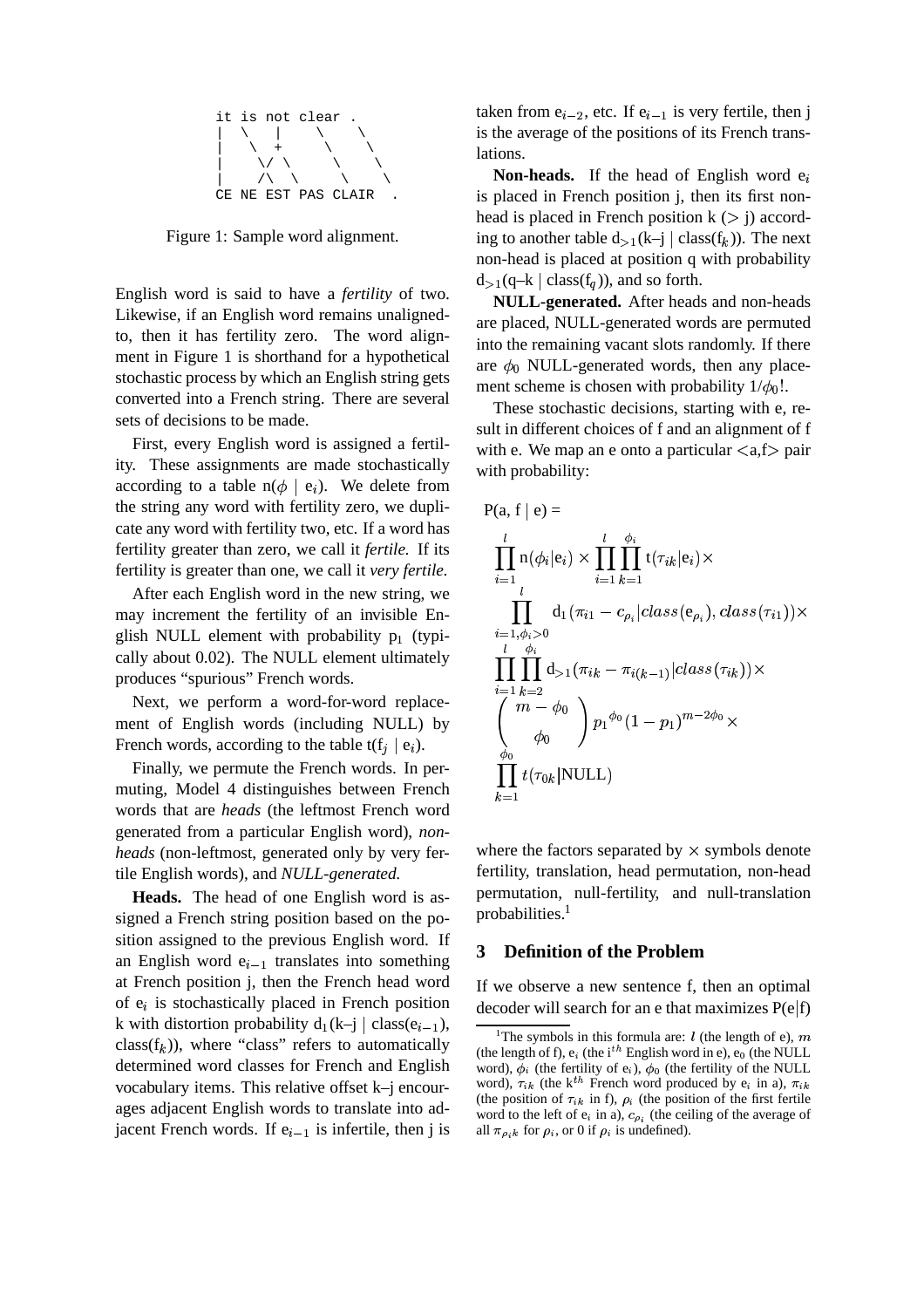```
it is not clear .
|  \   |    \    \
|   \  +     \    \
|    \/ \     \    \
|    /\  \     \    \
CE NE EST PAS CLAIR  .
```

Figure 1: Sample word alignment.

English word is said to have a *fertility* of two. Likewise, if an English word remains unaligned-to, then it has fertility zero. The word alignment in Figure 1 is shorthand for a hypothetical stochastic process by which an English string gets converted into a French string. There are several sets of decisions to be made.

First, every English word is assigned a fertility. These assignments are made stochastically according to a table $n(\phi \mid e_i)$. We delete from the string any word with fertility zero, we duplicate any word with fertility two, etc. If a word has fertility greater than zero, we call it *fertile.* If its fertility is greater than one, we call it *very fertile.*

After each English word in the new string, we may increment the fertility of an invisible English NULL element with probability $p_1$ (typically about 0.02). The NULL element ultimately produces "spurious" French words.

Next, we perform a word-for-word replacement of English words (including NULL) by French words, according to the table $t(f_j \mid e_i)$.

Finally, we permute the French words. In permuting, Model 4 distinguishes between French words that are *heads* (the leftmost French word generated from a particular English word), *non-heads* (non-leftmost, generated only by very fertile English words), and *NULL-generated.*

**Heads.** The head of one English word is assigned a French string position based on the position assigned to the previous English word. If an English word $e_{i-1}$ translates into something at French position j, then the French head word of $e_i$ is stochastically placed in French position k with distortion probability $d_1(k–j \mid class(e_{i-1}), class(f_k))$, where "class" refers to automatically determined word classes for French and English vocabulary items. This relative offset k–j encourages adjacent English words to translate into adjacent French words. If $e_{i-1}$ is infertile, then j is taken from $e_{i-2}$, etc. If $e_{i-1}$ is very fertile, then j is the average of the positions of its French translations.

**Non-heads.** If the head of English word $e_i$ is placed in French position j, then its first non-head is placed in French position k (> j) according to another table $d_{>1}(k–j \mid class(f_k))$. The next non-head is placed at position q with probability $d_{>1}(q–k \mid class(f_q))$, and so forth.

**NULL-generated.** After heads and non-heads are placed, NULL-generated words are permuted into the remaining vacant slots randomly. If there are $\phi_0$ NULL-generated words, then any placement scheme is chosen with probability $1/\phi_0!$.

These stochastic decisions, starting with e, result in different choices of f and an alignment of f with e. We map an e onto a particular <a,f> pair with probability:

$$
\begin{aligned}
P(a, f \mid e) = \\
&\prod_{i=1}^{l} n(\phi_i|e_i) \times \prod_{i=1}^{l}\prod_{k=1}^{\phi_i} t(\tau_{ik}|e_i) \times \\
&\prod_{i=1,\phi_i>0}^{l} d_1(\pi_{i1} - c_{\rho_i}|class(e_{\rho_i}), class(\tau_{i1})) \times \\
&\prod_{i=1}^{l}\prod_{k=2}^{\phi_i} d_{>1}(\pi_{ik} - \pi_{i(k-1)}|class(\tau_{ik})) \times \\
&\binom{m-\phi_0}{\phi_0} p_1{}^{\phi_0}(1-p_1)^{m-2\phi_0} \times \\
&\prod_{k=1}^{\phi_0} t(\tau_{0k}|\text{NULL})
\end{aligned}
$$

where the factors separated by $\times$ symbols denote fertility, translation, head permutation, non-head permutation, null-fertility, and null-translation probabilities.[1]

## 3 Definition of the Problem

If we observe a new sentence f, then an optimal decoder will search for an e that maximizes P(e|f)

[1] The symbols in this formula are: $l$ (the length of e), $m$ (the length of f), $e_i$ (the $i^{th}$ English word in e), $e_0$ (the NULL word), $\phi_i$ (the fertility of $e_i$), $\phi_0$ (the fertility of the NULL word), $\tau_{ik}$ (the $k^{th}$ French word produced by $e_i$ in a), $\pi_{ik}$ (the position of $\tau_{ik}$ in f), $\rho_i$ (the position of the first fertile word to the left of $e_i$ in a), $c_{\rho_i}$ (the ceiling of the average of all $\pi_{\rho_i k}$ for $\rho_i$, or 0 if $\rho_i$ is undefined).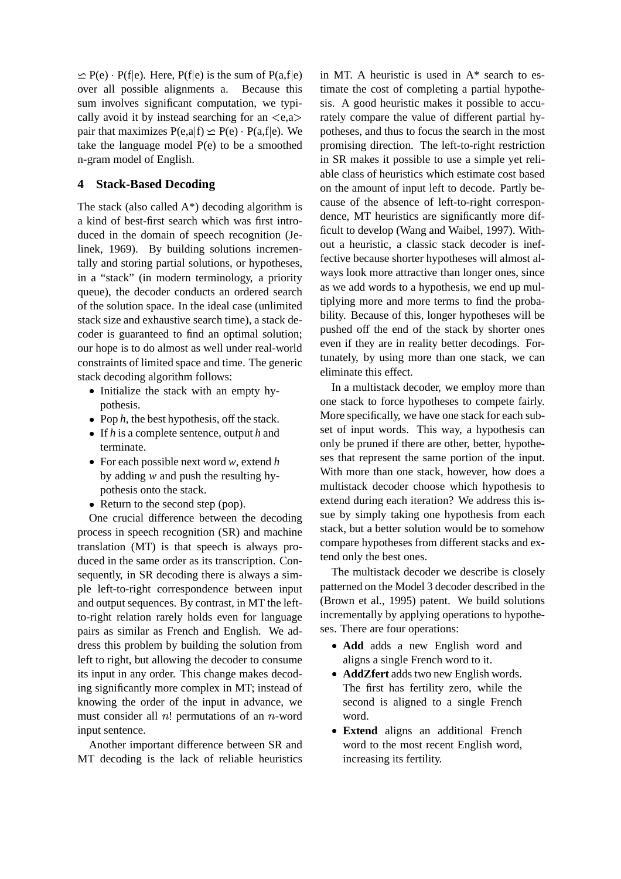$\simeq$ P(e) · P(f|e). Here, P(f|e) is the sum of P(a,f|e) over all possible alignments a. Because this sum involves significant computation, we typically avoid it by instead searching for an <e,a> pair that maximizes P(e,a|f) $\simeq$ P(e) · P(a,f|e). We take the language model P(e) to be a smoothed n-gram model of English.

## 4 Stack-Based Decoding

The stack (also called A*) decoding algorithm is a kind of best-first search which was first introduced in the domain of speech recognition (Jelinek, 1969). By building solutions incrementally and storing partial solutions, or hypotheses, in a "stack" (in modern terminology, a priority queue), the decoder conducts an ordered search of the solution space. In the ideal case (unlimited stack size and exhaustive search time), a stack decoder is guaranteed to find an optimal solution; our hope is to do almost as well under real-world constraints of limited space and time. The generic stack decoding algorithm follows:

- Initialize the stack with an empty hypothesis.
- Pop *h*, the best hypothesis, off the stack.
- If *h* is a complete sentence, output *h* and terminate.
- For each possible next word *w*, extend *h* by adding *w* and push the resulting hypothesis onto the stack.
- Return to the second step (pop).

One crucial difference between the decoding process in speech recognition (SR) and machine translation (MT) is that speech is always produced in the same order as its transcription. Consequently, in SR decoding there is always a simple left-to-right correspondence between input and output sequences. By contrast, in MT the left-to-right relation rarely holds even for language pairs as similar as French and English. We address this problem by building the solution from left to right, but allowing the decoder to consume its input in any order. This change makes decoding significantly more complex in MT; instead of knowing the order of the input in advance, we must consider all $n!$ permutations of an $n$-word input sentence.

Another important difference between SR and MT decoding is the lack of reliable heuristics in MT. A heuristic is used in A* search to estimate the cost of completing a partial hypothesis. A good heuristic makes it possible to accurately compare the value of different partial hypotheses, and thus to focus the search in the most promising direction. The left-to-right restriction in SR makes it possible to use a simple yet reliable class of heuristics which estimate cost based on the amount of input left to decode. Partly because of the absence of left-to-right correspondence, MT heuristics are significantly more difficult to develop (Wang and Waibel, 1997). Without a heuristic, a classic stack decoder is ineffective because shorter hypotheses will almost always look more attractive than longer ones, since as we add words to a hypothesis, we end up multiplying more and more terms to find the probability. Because of this, longer hypotheses will be pushed off the end of the stack by shorter ones even if they are in reality better decodings. Fortunately, by using more than one stack, we can eliminate this effect.

In a multistack decoder, we employ more than one stack to force hypotheses to compete fairly. More specifically, we have one stack for each subset of input words. This way, a hypothesis can only be pruned if there are other, better, hypotheses that represent the same portion of the input. With more than one stack, however, how does a multistack decoder choose which hypothesis to extend during each iteration? We address this issue by simply taking one hypothesis from each stack, but a better solution would be to somehow compare hypotheses from different stacks and extend only the best ones.

The multistack decoder we describe is closely patterned on the Model 3 decoder described in the (Brown et al., 1995) patent. We build solutions incrementally by applying operations to hypotheses. There are four operations:

- **Add** adds a new English word and aligns a single French word to it.
- **AddZfert** adds two new English words. The first has fertility zero, while the second is aligned to a single French word.
- **Extend** aligns an additional French word to the most recent English word, increasing its fertility.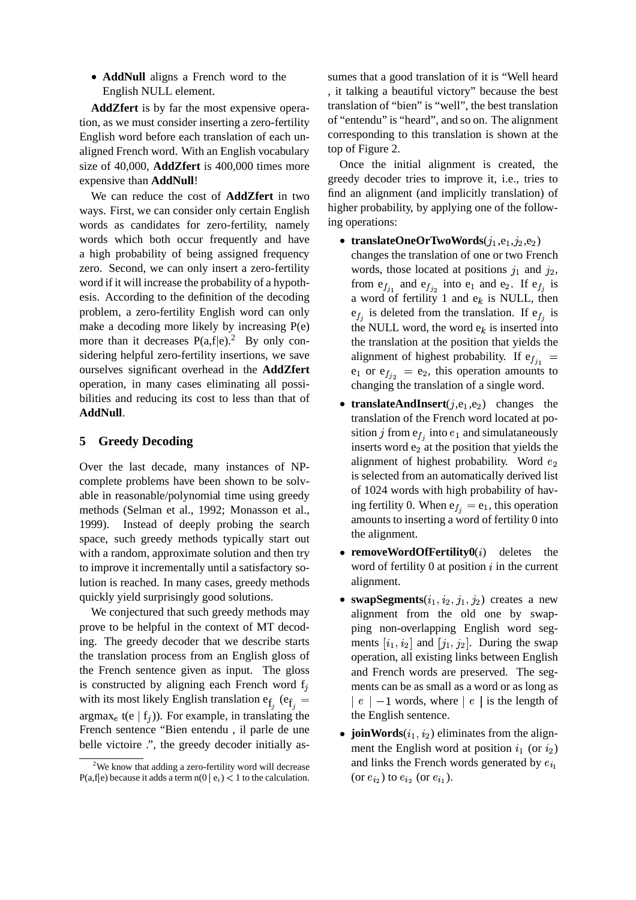- **AddNull** aligns a French word to the English NULL element.

**AddZfert** is by far the most expensive operation, as we must consider inserting a zero-fertility English word before each translation of each unaligned French word. With an English vocabulary size of 40,000, **AddZfert** is 400,000 times more expensive than **AddNull**!

We can reduce the cost of **AddZfert** in two ways. First, we can consider only certain English words as candidates for zero-fertility, namely words which both occur frequently and have a high probability of being assigned frequency zero. Second, we can only insert a zero-fertility word if it will increase the probability of a hypothesis. According to the definition of the decoding problem, a zero-fertility English word can only make a decoding more likely by increasing P(e) more than it decreases P(a,f|e).[2] By only considering helpful zero-fertility insertions, we save ourselves significant overhead in the **AddZfert** operation, in many cases eliminating all possibilities and reducing its cost to less than that of **AddNull**.

## 5 Greedy Decoding

Over the last decade, many instances of NP-complete problems have been shown to be solvable in reasonable/polynomial time using greedy methods (Selman et al., 1992; Monasson et al., 1999). Instead of deeply probing the search space, such greedy methods typically start out with a random, approximate solution and then try to improve it incrementally until a satisfactory solution is reached. In many cases, greedy methods quickly yield surprisingly good solutions.

We conjectured that such greedy methods may prove to be helpful in the context of MT decoding. The greedy decoder that we describe starts the translation process from an English gloss of the French sentence given as input. The gloss is constructed by aligning each French word $f_j$ with its most likely English translation $e_{f_j}$ ($e_{f_j} = \text{argmax}_e\, t(e \mid f_j)$). For example, in translating the French sentence "Bien entendu , il parle de une belle victoire .", the greedy decoder initially assumes that a good translation of it is "Well heard , it talking a beautiful victory" because the best translation of "bien" is "well", the best translation of "entendu" is "heard", and so on. The alignment corresponding to this translation is shown at the top of Figure 2.

Once the initial alignment is created, the greedy decoder tries to improve it, i.e., tries to find an alignment (and implicitly translation) of higher probability, by applying one of the following operations:

- **translateOneOrTwoWords**($j_1$,$e_1$,$j_2$,$e_2$) changes the translation of one or two French words, those located at positions $j_1$ and $j_2$, from $e_{f_{j_1}}$ and $e_{f_{j_2}}$ into $e_1$ and $e_2$. If $e_{f_j}$ is a word of fertility 1 and $e_k$ is NULL, then $e_{f_j}$ is deleted from the translation. If $e_{f_j}$ is the NULL word, the word $e_k$ is inserted into the translation at the position that yields the alignment of highest probability. If $e_{f_{j_1}} = e_1$ or $e_{f_{j_2}} = e_2$, this operation amounts to changing the translation of a single word.
- **translateAndInsert**($j$,$e_1$,$e_2$) changes the translation of the French word located at position $j$ from $e_{f_j}$ into $e_1$ and simulataneously inserts word $e_2$ at the position that yields the alignment of highest probability. Word $e_2$ is selected from an automatically derived list of 1024 words with high probability of having fertility 0. When $e_{f_j} = e_1$, this operation amounts to inserting a word of fertility 0 into the alignment.
- **removeWordOfFertility0**($i$) deletes the word of fertility 0 at position $i$ in the current alignment.
- **swapSegments**($i_1, i_2, j_1, j_2$) creates a new alignment from the old one by swapping non-overlapping English word segments $[i_1, i_2]$ and $[j_1, j_2]$. During the swap operation, all existing links between English and French words are preserved. The segments can be as small as a word or as long as $\mid e \mid -1$ words, where $\mid e \mid$ is the length of the English sentence.
- **joinWords**($i_1, i_2$) eliminates from the alignment the English word at position $i_1$ (or $i_2$) and links the French words generated by $e_{i_1}$ (or $e_{i_2}$) to $e_{i_2}$ (or $e_{i_1}$).

[2] We know that adding a zero-fertility word will decrease P(a,f|e) because it adds a term $n(0 \mid e_i) < 1$ to the calculation.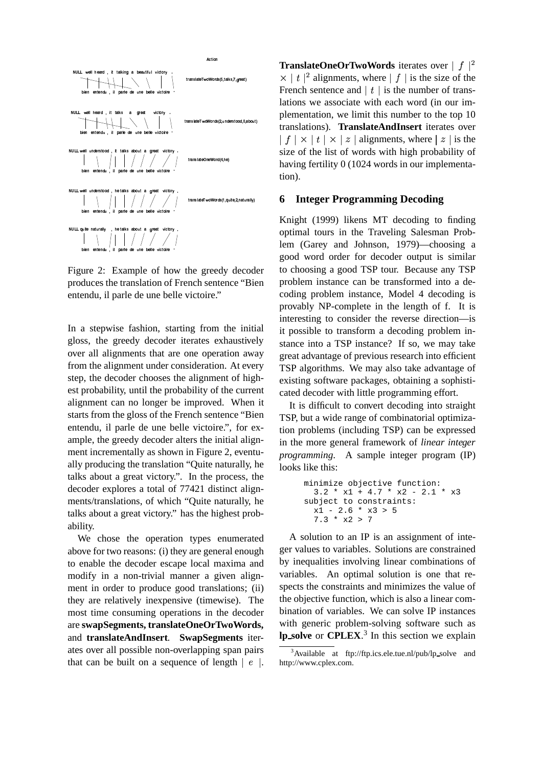Figure 2: Example of how the greedy decoder produces the translation of French sentence "Bien entendu, il parle de une belle victoire."

In a stepwise fashion, starting from the initial gloss, the greedy decoder iterates exhaustively over all alignments that are one operation away from the alignment under consideration. At every step, the decoder chooses the alignment of highest probability, until the probability of the current alignment can no longer be improved. When it starts from the gloss of the French sentence "Bien entendu, il parle de une belle victoire.", for example, the greedy decoder alters the initial alignment incrementally as shown in Figure 2, eventually producing the translation "Quite naturally, he talks about a great victory.". In the process, the decoder explores a total of 77421 distinct alignments/translations, of which "Quite naturally, he talks about a great victory." has the highest probability.

We chose the operation types enumerated above for two reasons: (i) they are general enough to enable the decoder escape local maxima and modify in a non-trivial manner a given alignment in order to produce good translations; (ii) they are relatively inexpensive (timewise). The most time consuming operations in the decoder are **swapSegments, translateOneOrTwoWords,** and **translateAndInsert**. **SwapSegments** iterates over all possible non-overlapping span pairs that can be built on a sequence of length $\mid e \mid$. **TranslateOneOrTwoWords** iterates over $\mid f \mid^2 \times \mid t \mid^2$ alignments, where $\mid f \mid$ is the size of the French sentence and $\mid t \mid$ is the number of translations we associate with each word (in our implementation, we limit this number to the top 10 translations). **TranslateAndInsert** iterates over $\mid f \mid \times \mid t \mid \times \mid z \mid$ alignments, where $\mid z \mid$ is the size of the list of words with high probability of having fertility 0 (1024 words in our implementation).

## 6 Integer Programming Decoding

Knight (1999) likens MT decoding to finding optimal tours in the Traveling Salesman Problem (Garey and Johnson, 1979)—choosing a good word order for decoder output is similar to choosing a good TSP tour. Because any TSP problem instance can be transformed into a decoding problem instance, Model 4 decoding is provably NP-complete in the length of f. It is interesting to consider the reverse direction—is it possible to transform a decoding problem instance into a TSP instance? If so, we may take great advantage of previous research into efficient TSP algorithms. We may also take advantage of existing software packages, obtaining a sophisticated decoder with little programming effort.

It is difficult to convert decoding into straight TSP, but a wide range of combinatorial optimization problems (including TSP) can be expressed in the more general framework of *linear integer programming*. A sample integer program (IP) looks like this:

```
minimize objective function:
  3.2 * x1 + 4.7 * x2 - 2.1 * x3
subject to constraints:
  x1 - 2.6 * x3 > 5
  7.3 * x2 > 7
```

A solution to an IP is an assignment of integer values to variables. Solutions are constrained by inequalities involving linear combinations of variables. An optimal solution is one that respects the constraints and minimizes the value of the objective function, which is also a linear combination of variables. We can solve IP instances with generic problem-solving software such as **lp_solve** or **CPLEX**.[3] In this section we explain

[3]Available at ftp://ftp.ics.ele.tue.nl/pub/lp_solve and http://www.cplex.com.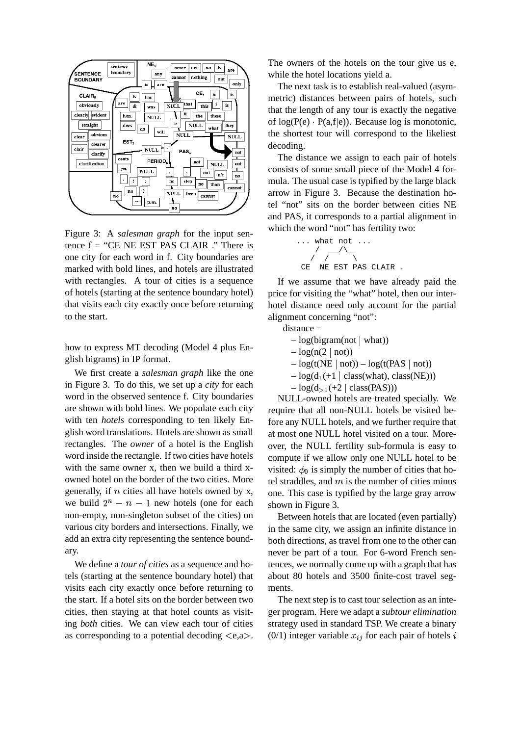Figure 3: A *salesman graph* for the input sentence f = "CE NE EST PAS CLAIR ." There is one city for each word in f. City boundaries are marked with bold lines, and hotels are illustrated with rectangles. A tour of cities is a sequence of hotels (starting at the sentence boundary hotel) that visits each city exactly once before returning to the start.

how to express MT decoding (Model 4 plus English bigrams) in IP format.

We first create a *salesman graph* like the one in Figure 3. To do this, we set up a *city* for each word in the observed sentence f. City boundaries are shown with bold lines. We populate each city with ten *hotels* corresponding to ten likely English word translations. Hotels are shown as small rectangles. The *owner* of a hotel is the English word inside the rectangle. If two cities have hotels with the same owner x, then we build a third x-owned hotel on the border of the two cities. More generally, if $n$ cities all have hotels owned by x, we build $2^n - n - 1$ new hotels (one for each non-empty, non-singleton subset of the cities) on various city borders and intersections. Finally, we add an extra city representing the sentence boundary.

We define a *tour of cities* as a sequence and hotels (starting at the sentence boundary hotel) that visits each city exactly once before returning to the start. If a hotel sits on the border between two cities, then staying at that hotel counts as visiting *both* cities. We can view each tour of cities as corresponding to a potential decoding <e,a>. The owners of the hotels on the tour give us e, while the hotel locations yield a.

The next task is to establish real-valued (asymmetric) distances between pairs of hotels, such that the length of any tour is exactly the negative of log(P(e) · P(a,f|e)). Because log is monotonic, the shortest tour will correspond to the likeliest decoding.

The distance we assign to each pair of hotels consists of some small piece of the Model 4 formula. The usual case is typified by the large black arrow in Figure 3. Because the destination hotel "not" sits on the border between cities NE and PAS, it corresponds to a partial alignment in which the word "not" has fertility two:

```
... what not ...
     /  __/\_
    /  /     \
  CE  NE EST PAS CLAIR .
```

If we assume that we have already paid the price for visiting the "what" hotel, then our inter-hotel distance need only account for the partial alignment concerning "not":

distance =

– log(bigram(not | what))
– log(n(2 | not))
– log(t(NE | not)) – log(t(PAS | not))
– log($d_1$(+1 | class(what), class(NE)))
– log($d_{>1}$(+2 | class(PAS)))

NULL-owned hotels are treated specially. We require that all non-NULL hotels be visited before any NULL hotels, and we further require that at most one NULL hotel visited on a tour. Moreover, the NULL fertility sub-formula is easy to compute if we allow only one NULL hotel to be visited: $\phi_0$ is simply the number of cities that hotel straddles, and $m$ is the number of cities minus one. This case is typified by the large gray arrow shown in Figure 3.

Between hotels that are located (even partially) in the same city, we assign an infinite distance in both directions, as travel from one to the other can never be part of a tour. For 6-word French sentences, we normally come up with a graph that has about 80 hotels and 3500 finite-cost travel segments.

The next step is to cast tour selection as an integer program. Here we adapt a *subtour elimination* strategy used in standard TSP. We create a binary (0/1) integer variable $x_{ij}$ for each pair of hotels $i$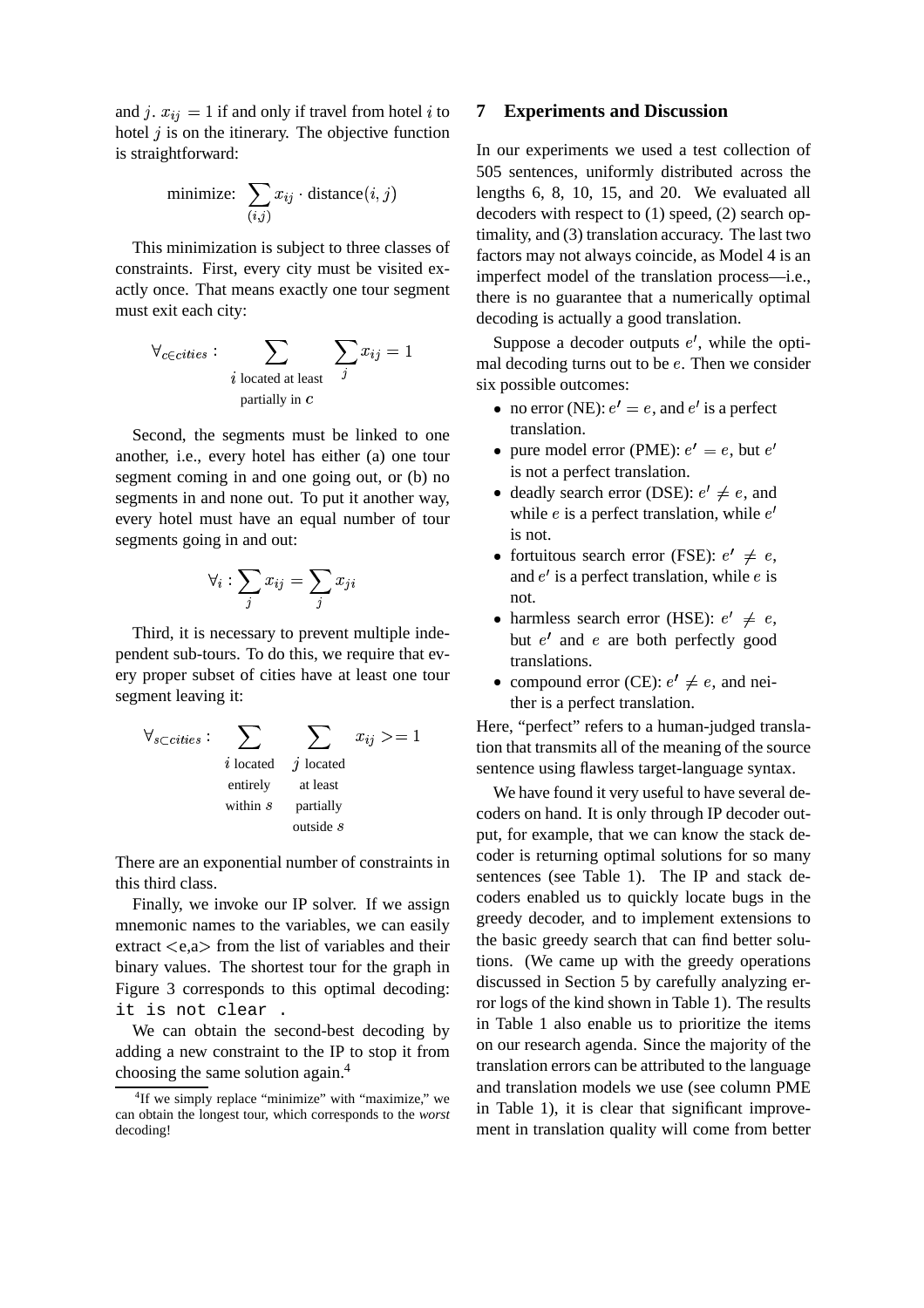and $j$. $x_{ij} = 1$ if and only if travel from hotel $i$ to hotel $j$ is on the itinerary. The objective function is straightforward:

$$\text{minimize:} \sum_{(i,j)} x_{ij} \cdot \text{distance}(i, j)$$

This minimization is subject to three classes of constraints. First, every city must be visited exactly once. That means exactly one tour segment must exit each city:

$$\forall_{c \in cities} : \sum_{\substack{i \text{ located at least} \\ \text{partially in } c}} \sum_{j} x_{ij} = 1$$

Second, the segments must be linked to one another, i.e., every hotel has either (a) one tour segment coming in and one going out, or (b) no segments in and none out. To put it another way, every hotel must have an equal number of tour segments going in and out:

$$\forall_i : \sum_j x_{ij} = \sum_j x_{ji}$$

Third, it is necessary to prevent multiple independent sub-tours. To do this, we require that every proper subset of cities have at least one tour segment leaving it:

$$\forall_{s \subset cities} : \sum_{\substack{i \text{ located} \\ \text{entirely} \\ \text{within } s}} \sum_{\substack{j \text{ located} \\ \text{at least} \\ \text{partially} \\ \text{outside } s}} x_{ij} >= 1$$

There are an exponential number of constraints in this third class.

Finally, we invoke our IP solver. If we assign mnemonic names to the variables, we can easily extract <e,a> from the list of variables and their binary values. The shortest tour for the graph in Figure 3 corresponds to this optimal decoding: `it is not clear .`

We can obtain the second-best decoding by adding a new constraint to the IP to stop it from choosing the same solution again.[4]

[4]If we simply replace "minimize" with "maximize," we can obtain the longest tour, which corresponds to the *worst* decoding!

## 7 Experiments and Discussion

In our experiments we used a test collection of 505 sentences, uniformly distributed across the lengths 6, 8, 10, 15, and 20. We evaluated all decoders with respect to (1) speed, (2) search optimality, and (3) translation accuracy. The last two factors may not always coincide, as Model 4 is an imperfect model of the translation process—i.e., there is no guarantee that a numerically optimal decoding is actually a good translation.

Suppose a decoder outputs $e'$, while the optimal decoding turns out to be $e$. Then we consider six possible outcomes:

- no error (NE): $e' = e$, and $e'$ is a perfect translation.
- pure model error (PME): $e' = e$, but $e'$ is not a perfect translation.
- deadly search error (DSE): $e' \neq e$, and while $e$ is a perfect translation, while $e'$ is not.
- fortuitous search error (FSE): $e' \neq e$, and $e'$ is a perfect translation, while $e$ is not.
- harmless search error (HSE): $e' \neq e$, but $e'$ and $e$ are both perfectly good translations.
- compound error (CE): $e' \neq e$, and neither is a perfect translation.

Here, "perfect" refers to a human-judged translation that transmits all of the meaning of the source sentence using flawless target-language syntax.

We have found it very useful to have several decoders on hand. It is only through IP decoder output, for example, that we can know the stack decoder is returning optimal solutions for so many sentences (see Table 1). The IP and stack decoders enabled us to quickly locate bugs in the greedy decoder, and to implement extensions to the basic greedy search that can find better solutions. (We came up with the greedy operations discussed in Section 5 by carefully analyzing error logs of the kind shown in Table 1). The results in Table 1 also enable us to prioritize the items on our research agenda. Since the majority of the translation errors can be attributed to the language and translation models we use (see column PME in Table 1), it is clear that significant improvement in translation quality will come from better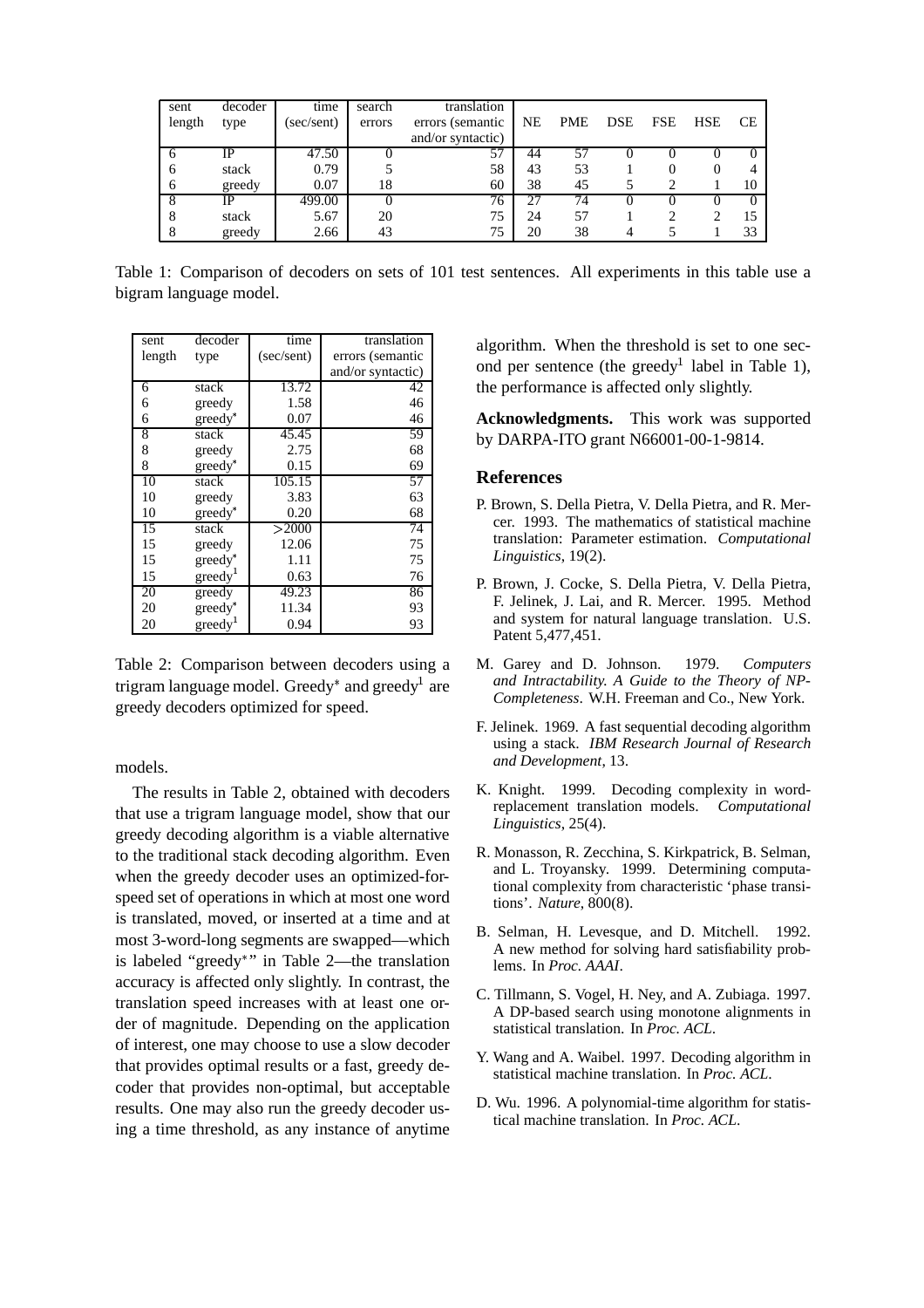| sent length | decoder type | time (sec/sent) | search errors | translation errors (semantic and/or syntactic) | NE | PME | DSE | FSE | HSE | CE |
|---|---|---|---|---|---|---|---|---|---|---|
| 6 | IP | 47.50 | 0 | 57 | 44 | 57 | 0 | 0 | 0 | 0 |
| 6 | stack | 0.79 | 5 | 58 | 43 | 53 | 1 | 0 | 0 | 4 |
| 6 | greedy | 0.07 | 18 | 60 | 38 | 45 | 5 | 2 | 1 | 10 |
| 8 | IP | 499.00 | 0 | 76 | 27 | 74 | 0 | 0 | 0 | 0 |
| 8 | stack | 5.67 | 20 | 75 | 24 | 57 | 1 | 2 | 2 | 15 |
| 8 | greedy | 2.66 | 43 | 75 | 20 | 38 | 4 | 5 | 1 | 33 |

Table 1: Comparison of decoders on sets of 101 test sentences. All experiments in this table use a bigram language model.

| sent length | decoder type | time (sec/sent) | translation errors (semantic and/or syntactic) |
|---|---|---|---|
| 6 | stack | 13.72 | 42 |
| 6 | greedy | 1.58 | 46 |
| 6 | greedy* | 0.07 | 46 |
| 8 | stack | 45.45 | 59 |
| 8 | greedy | 2.75 | 68 |
| 8 | greedy* | 0.15 | 69 |
| 10 | stack | 105.15 | 57 |
| 10 | greedy | 3.83 | 63 |
| 10 | greedy* | 0.20 | 68 |
| 15 | stack | >2000 | 74 |
| 15 | greedy | 12.06 | 75 |
| 15 | greedy* | 1.11 | 75 |
| 15 | greedy[1] | 0.63 | 76 |
| 20 | greedy | 49.23 | 86 |
| 20 | greedy* | 11.34 | 93 |
| 20 | greedy[1] | 0.94 | 93 |

Table 2: Comparison between decoders using a trigram language model. Greedy* and greedy[1] are greedy decoders optimized for speed.

models.

The results in Table 2, obtained with decoders that use a trigram language model, show that our greedy decoding algorithm is a viable alternative to the traditional stack decoding algorithm. Even when the greedy decoder uses an optimized-for-speed set of operations in which at most one word is translated, moved, or inserted at a time and at most 3-word-long segments are swapped—which is labeled "greedy*" in Table 2—the translation accuracy is affected only slightly. In contrast, the translation speed increases with at least one order of magnitude. Depending on the application of interest, one may choose to use a slow decoder that provides optimal results or a fast, greedy decoder that provides non-optimal, but acceptable results. One may also run the greedy decoder using a time threshold, as any instance of anytime algorithm. When the threshold is set to one second per sentence (the greedy[1] label in Table 1), the performance is affected only slightly.

**Acknowledgments.** This work was supported by DARPA-ITO grant N66001-00-1-9814.

## References

P. Brown, S. Della Pietra, V. Della Pietra, and R. Mercer. 1993. The mathematics of statistical machine translation: Parameter estimation. *Computational Linguistics*, 19(2).

P. Brown, J. Cocke, S. Della Pietra, V. Della Pietra, F. Jelinek, J. Lai, and R. Mercer. 1995. Method and system for natural language translation. U.S. Patent 5,477,451.

M. Garey and D. Johnson. 1979. *Computers and Intractability. A Guide to the Theory of NP-Completeness*. W.H. Freeman and Co., New York.

F. Jelinek. 1969. A fast sequential decoding algorithm using a stack. *IBM Research Journal of Research and Development*, 13.

K. Knight. 1999. Decoding complexity in word-replacement translation models. *Computational Linguistics*, 25(4).

R. Monasson, R. Zecchina, S. Kirkpatrick, B. Selman, and L. Troyansky. 1999. Determining computational complexity from characteristic 'phase transitions'. *Nature*, 800(8).

B. Selman, H. Levesque, and D. Mitchell. 1992. A new method for solving hard satisfiability problems. In *Proc. AAAI*.

C. Tillmann, S. Vogel, H. Ney, and A. Zubiaga. 1997. A DP-based search using monotone alignments in statistical translation. In *Proc. ACL*.

Y. Wang and A. Waibel. 1997. Decoding algorithm in statistical machine translation. In *Proc. ACL*.

D. Wu. 1996. A polynomial-time algorithm for statistical machine translation. In *Proc. ACL*.